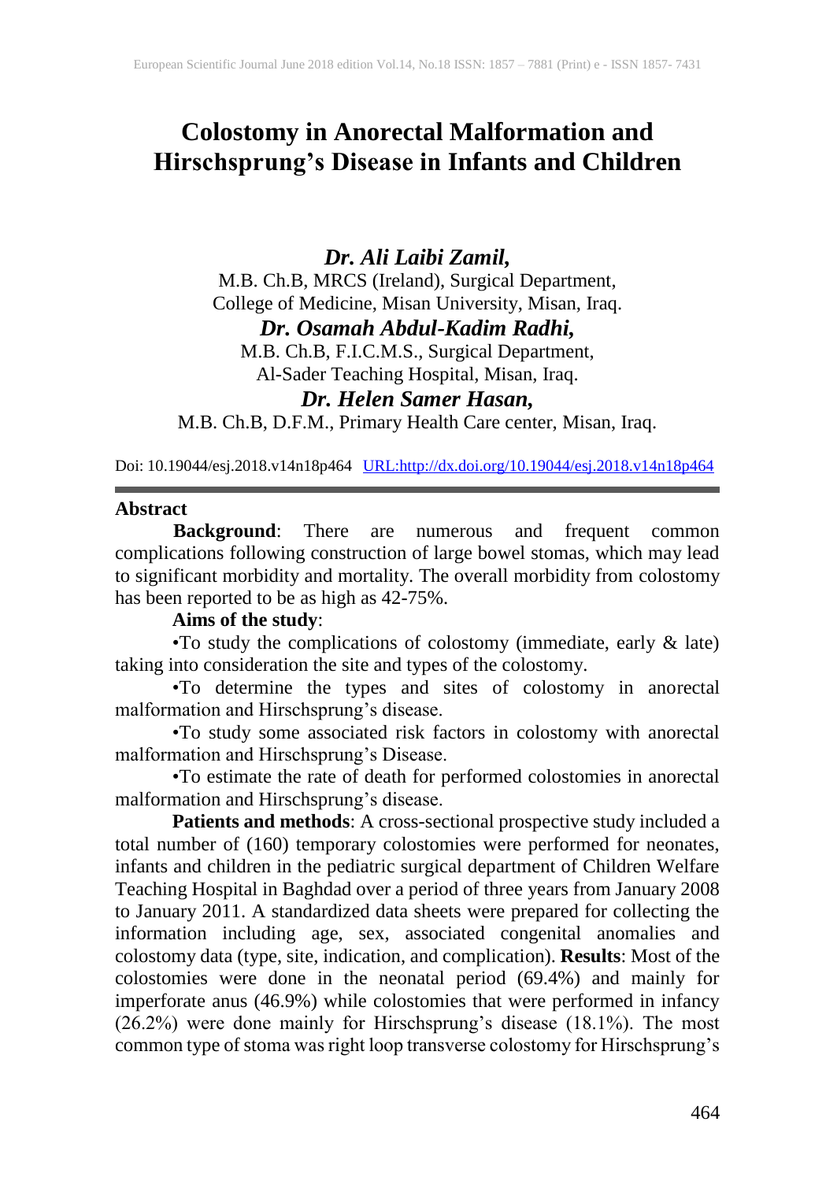# Colostomy in Anorectal Malformation and Hirschsprung's Disease in Infants and Children

***Dr. Ali Laibi Zamil,***
M.B. Ch.B, MRCS (Ireland), Surgical Department,
College of Medicine, Misan University, Misan, Iraq.

***Dr. Osamah Abdul-Kadim Radhi,***
M.B. Ch.B, F.I.C.M.S., Surgical Department,
Al-Sader Teaching Hospital, Misan, Iraq.

***Dr. Helen Samer Hasan,***
M.B. Ch.B, D.F.M., Primary Health Care center, Misan, Iraq.

Doi: 10.19044/esj.2018.v14n18p464 URL:http://dx.doi.org/10.19044/esj.2018.v14n18p464

## Abstract

**Background**: There are numerous and frequent common complications following construction of large bowel stomas, which may lead to significant morbidity and mortality. The overall morbidity from colostomy has been reported to be as high as 42-75%.

**Aims of the study**:

•To study the complications of colostomy (immediate, early & late) taking into consideration the site and types of the colostomy.

•To determine the types and sites of colostomy in anorectal malformation and Hirschsprung's disease.

•To study some associated risk factors in colostomy with anorectal malformation and Hirschsprung's Disease.

•To estimate the rate of death for performed colostomies in anorectal malformation and Hirschsprung's disease.

**Patients and methods**: A cross-sectional prospective study included a total number of (160) temporary colostomies were performed for neonates, infants and children in the pediatric surgical department of Children Welfare Teaching Hospital in Baghdad over a period of three years from January 2008 to January 2011. A standardized data sheets were prepared for collecting the information including age, sex, associated congenital anomalies and colostomy data (type, site, indication, and complication). **Results**: Most of the colostomies were done in the neonatal period (69.4%) and mainly for imperforate anus (46.9%) while colostomies that were performed in infancy (26.2%) were done mainly for Hirschsprung's disease (18.1%). The most common type of stoma was right loop transverse colostomy for Hirschsprung's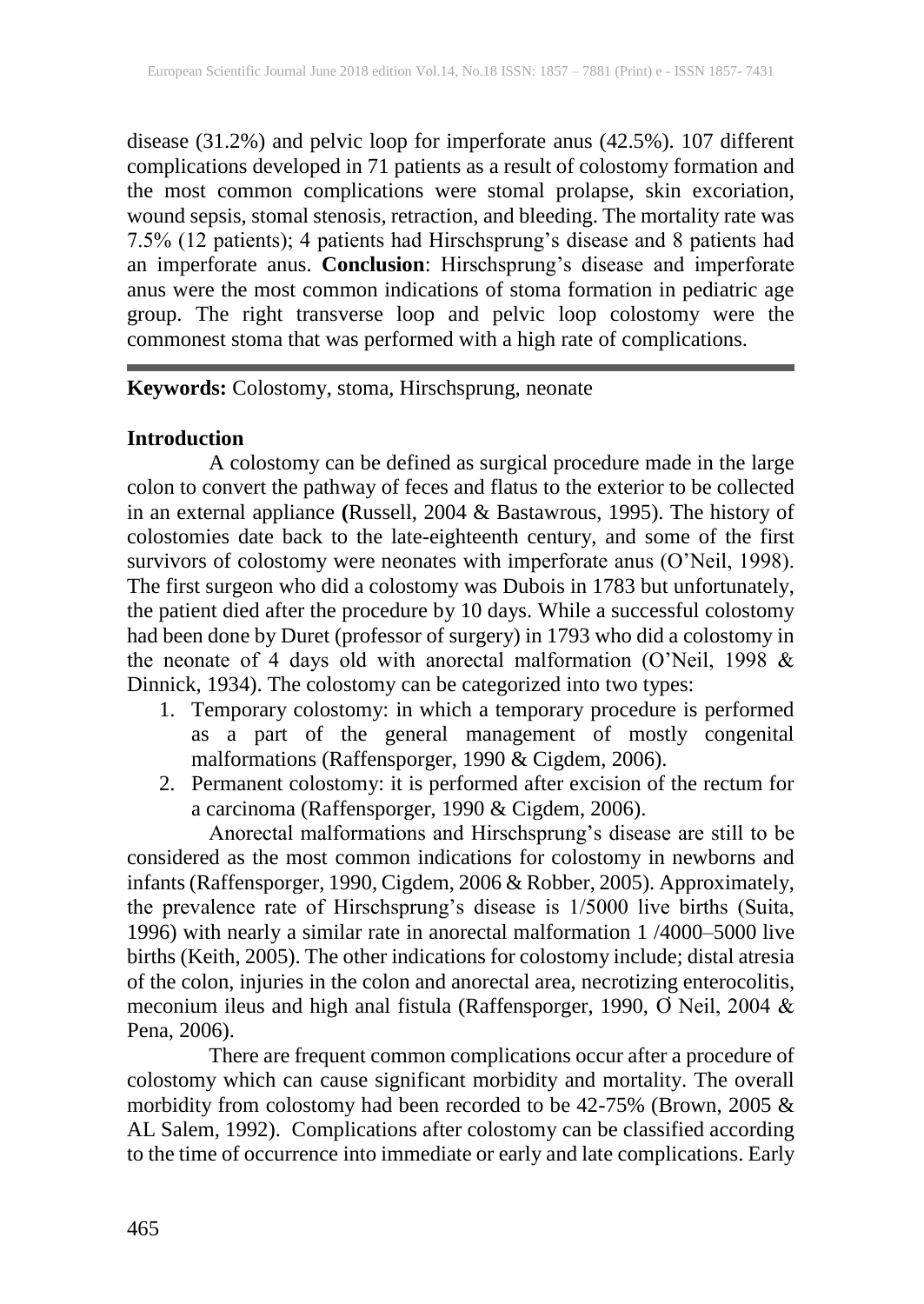disease (31.2%) and pelvic loop for imperforate anus (42.5%). 107 different complications developed in 71 patients as a result of colostomy formation and the most common complications were stomal prolapse, skin excoriation, wound sepsis, stomal stenosis, retraction, and bleeding. The mortality rate was 7.5% (12 patients); 4 patients had Hirschsprung's disease and 8 patients had an imperforate anus. **Conclusion**: Hirschsprung's disease and imperforate anus were the most common indications of stoma formation in pediatric age group. The right transverse loop and pelvic loop colostomy were the commonest stoma that was performed with a high rate of complications.

---

**Keywords:** Colostomy, stoma, Hirschsprung, neonate

## Introduction

A colostomy can be defined as surgical procedure made in the large colon to convert the pathway of feces and flatus to the exterior to be collected in an external appliance **(**Russell, 2004 & Bastawrous, 1995). The history of colostomies date back to the late-eighteenth century, and some of the first survivors of colostomy were neonates with imperforate anus (O'Neil, 1998). The first surgeon who did a colostomy was Dubois in 1783 but unfortunately, the patient died after the procedure by 10 days. While a successful colostomy had been done by Duret (professor of surgery) in 1793 who did a colostomy in the neonate of 4 days old with anorectal malformation (O'Neil, 1998 & Dinnick, 1934). The colostomy can be categorized into two types:

1. Temporary colostomy: in which a temporary procedure is performed as a part of the general management of mostly congenital malformations (Raffensporger, 1990 & Cigdem, 2006).
2. Permanent colostomy: it is performed after excision of the rectum for a carcinoma (Raffensporger, 1990 & Cigdem, 2006).

Anorectal malformations and Hirschsprung's disease are still to be considered as the most common indications for colostomy in newborns and infants (Raffensporger, 1990, Cigdem, 2006 & Robber, 2005). Approximately, the prevalence rate of Hirschsprung's disease is 1/5000 live births (Suita, 1996) with nearly a similar rate in anorectal malformation 1 /4000–5000 live births (Keith, 2005). The other indications for colostomy include; distal atresia of the colon, injuries in the colon and anorectal area, necrotizing enterocolitis, meconium ileus and high anal fistula (Raffensporger, 1990, Ó Neil, 2004 & Pena, 2006).

There are frequent common complications occur after a procedure of colostomy which can cause significant morbidity and mortality. The overall morbidity from colostomy had been recorded to be 42-75% (Brown, 2005 & AL Salem, 1992). Complications after colostomy can be classified according to the time of occurrence into immediate or early and late complications. Early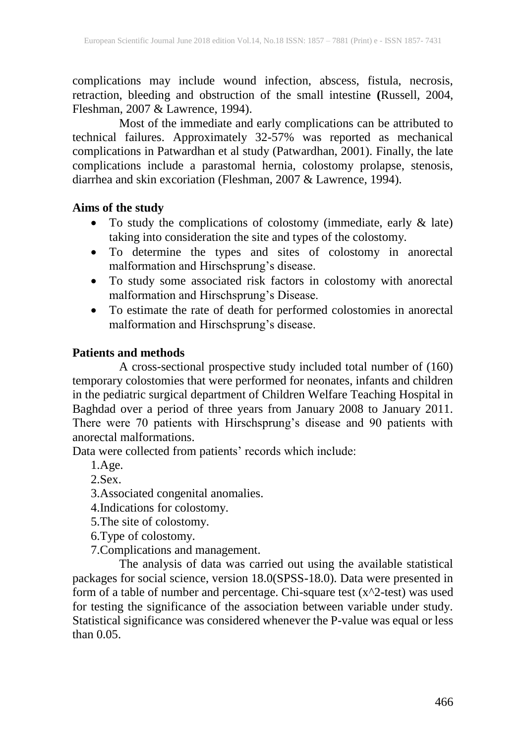complications may include wound infection, abscess, fistula, necrosis, retraction, bleeding and obstruction of the small intestine **(**Russell, 2004, Fleshman, 2007 & Lawrence, 1994).

Most of the immediate and early complications can be attributed to technical failures. Approximately 32-57% was reported as mechanical complications in Patwardhan et al study (Patwardhan, 2001). Finally, the late complications include a parastomal hernia, colostomy prolapse, stenosis, diarrhea and skin excoriation (Fleshman, 2007 & Lawrence, 1994).

**Aims of the study**

- To study the complications of colostomy (immediate, early & late) taking into consideration the site and types of the colostomy.
- To determine the types and sites of colostomy in anorectal malformation and Hirschsprung's disease.
- To study some associated risk factors in colostomy with anorectal malformation and Hirschsprung's Disease.
- To estimate the rate of death for performed colostomies in anorectal malformation and Hirschsprung's disease.

**Patients and methods**

A cross-sectional prospective study included total number of (160) temporary colostomies that were performed for neonates, infants and children in the pediatric surgical department of Children Welfare Teaching Hospital in Baghdad over a period of three years from January 2008 to January 2011. There were 70 patients with Hirschsprung's disease and 90 patients with anorectal malformations.

Data were collected from patients' records which include:

1. Age.
2. Sex.
3. Associated congenital anomalies.
4. Indications for colostomy.
5. The site of colostomy.
6. Type of colostomy.
7. Complications and management.

The analysis of data was carried out using the available statistical packages for social science, version 18.0(SPSS-18.0). Data were presented in form of a table of number and percentage. Chi-square test ($x^2$-test) was used for testing the significance of the association between variable under study. Statistical significance was considered whenever the P-value was equal or less than 0.05.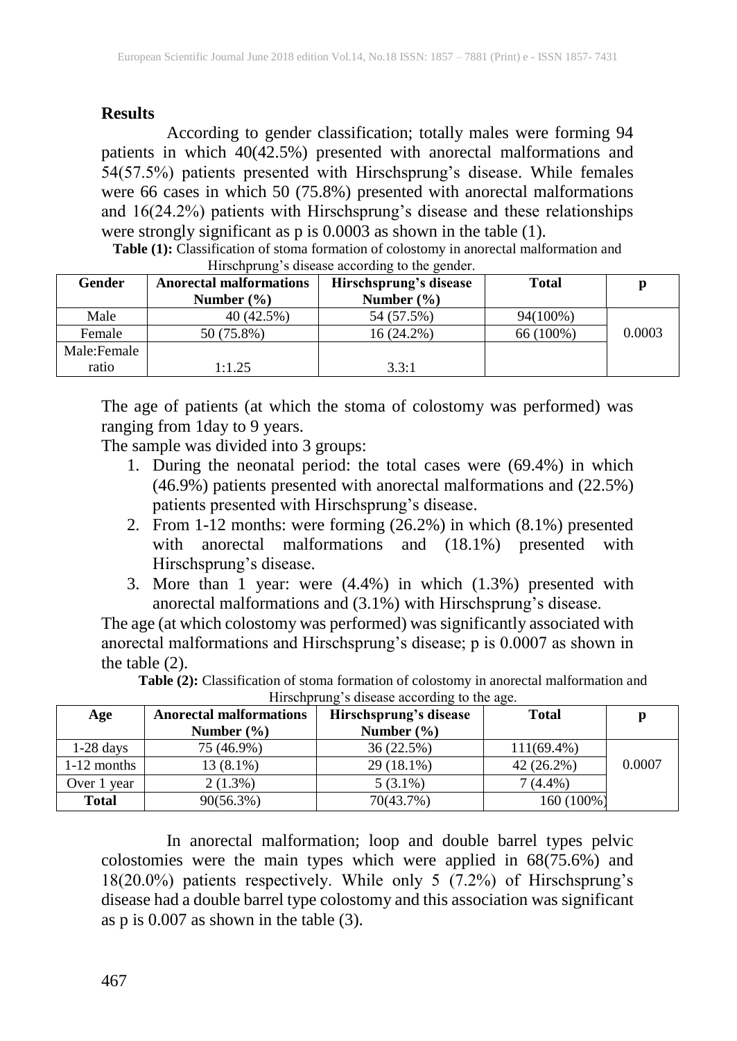## Results

According to gender classification; totally males were forming 94 patients in which 40(42.5%) presented with anorectal malformations and 54(57.5%) patients presented with Hirschsprung's disease. While females were 66 cases in which 50 (75.8%) presented with anorectal malformations and 16(24.2%) patients with Hirschsprung's disease and these relationships were strongly significant as p is 0.0003 as shown in the table (1).

**Table (1):** Classification of stoma formation of colostomy in anorectal malformation and Hirschprung's disease according to the gender.

| Gender | Anorectal malformations Number (%) | Hirschsprung's disease Number (%) | Total | p |
|---|---|---|---|---|
| Male | 40 (42.5%) | 54 (57.5%) | 94(100%) | 0.0003 |
| Female | 50 (75.8%) | 16 (24.2%) | 66 (100%) | |
| Male:Female ratio | 1:1.25 | 3.3:1 | | |

The age of patients (at which the stoma of colostomy was performed) was ranging from 1day to 9 years.

The sample was divided into 3 groups:

1. During the neonatal period: the total cases were (69.4%) in which (46.9%) patients presented with anorectal malformations and (22.5%) patients presented with Hirschsprung's disease.
2. From 1-12 months: were forming (26.2%) in which (8.1%) presented with anorectal malformations and (18.1%) presented with Hirschsprung's disease.
3. More than 1 year: were (4.4%) in which (1.3%) presented with anorectal malformations and (3.1%) with Hirschsprung's disease.

The age (at which colostomy was performed) was significantly associated with anorectal malformations and Hirschsprung's disease; p is 0.0007 as shown in the table (2).

**Table (2):** Classification of stoma formation of colostomy in anorectal malformation and Hirschprung's disease according to the age.

| Age | Anorectal malformations Number (%) | Hirschsprung's disease Number (%) | Total | p |
|---|---|---|---|---|
| 1-28 days | 75 (46.9%) | 36 (22.5%) | 111(69.4%) | 0.0007 |
| 1-12 months | 13 (8.1%) | 29 (18.1%) | 42 (26.2%) | |
| Over 1 year | 2 (1.3%) | 5 (3.1%) | 7 (4.4%) | |
| **Total** | 90(56.3%) | 70(43.7%) | 160 (100%) | |

In anorectal malformation; loop and double barrel types pelvic colostomies were the main types which were applied in 68(75.6%) and 18(20.0%) patients respectively. While only 5 (7.2%) of Hirschsprung's disease had a double barrel type colostomy and this association was significant as p is 0.007 as shown in the table (3).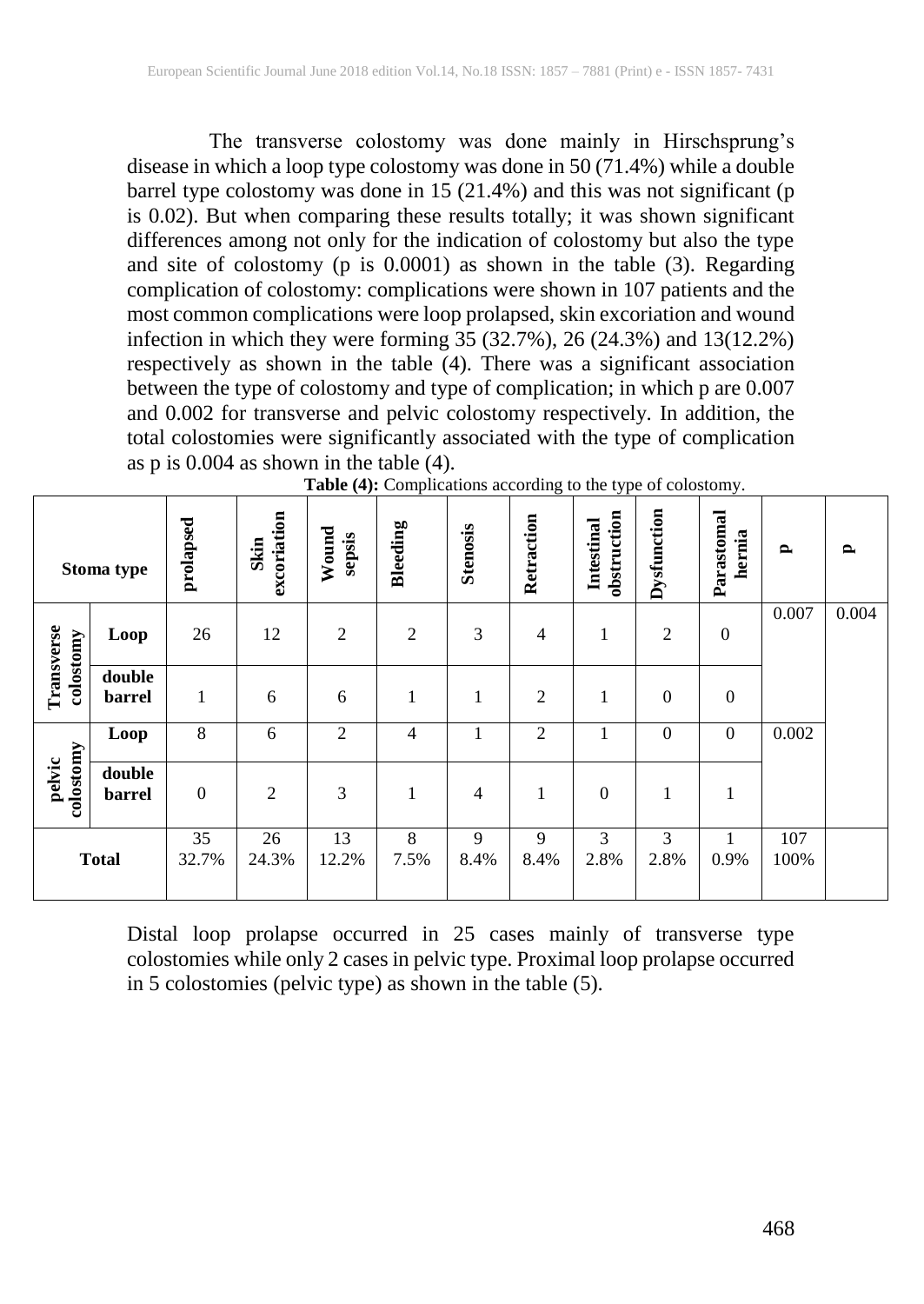The transverse colostomy was done mainly in Hirschsprung's disease in which a loop type colostomy was done in 50 (71.4%) while a double barrel type colostomy was done in 15 (21.4%) and this was not significant (p is 0.02). But when comparing these results totally; it was shown significant differences among not only for the indication of colostomy but also the type and site of colostomy (p is 0.0001) as shown in the table (3). Regarding complication of colostomy: complications were shown in 107 patients and the most common complications were loop prolapsed, skin excoriation and wound infection in which they were forming 35 (32.7%), 26 (24.3%) and 13(12.2%) respectively as shown in the table (4). There was a significant association between the type of colostomy and type of complication; in which p are 0.007 and 0.002 for transverse and pelvic colostomy respectively. In addition, the total colostomies were significantly associated with the type of complication as p is 0.004 as shown in the table (4).

**Table (4):** Complications according to the type of colostomy.

| Stoma type | | prolapsed | Skin excoriation | Wound sepsis | Bleeding | Stenosis | Retraction | Intestinal obstruction | Dysfunction | Parastomal hernia | p | p |
|---|---|---|---|---|---|---|---|---|---|---|---|---|
| Transverse colostomy | Loop | 26 | 12 | 2 | 2 | 3 | 4 | 1 | 2 | 0 | 0.007 | 0.004 |
| | double barrel | 1 | 6 | 6 | 1 | 1 | 2 | 1 | 0 | 0 | | |
| pelvic colostomy | Loop | 8 | 6 | 2 | 4 | 1 | 2 | 1 | 0 | 0 | 0.002 | |
| | double barrel | 0 | 2 | 3 | 1 | 4 | 1 | 0 | 1 | 1 | | |
| Total | | 35 32.7% | 26 24.3% | 13 12.2% | 8 7.5% | 9 8.4% | 9 8.4% | 3 2.8% | 3 2.8% | 1 0.9% | 107 100% | |

Distal loop prolapse occurred in 25 cases mainly of transverse type colostomies while only 2 cases in pelvic type. Proximal loop prolapse occurred in 5 colostomies (pelvic type) as shown in the table (5).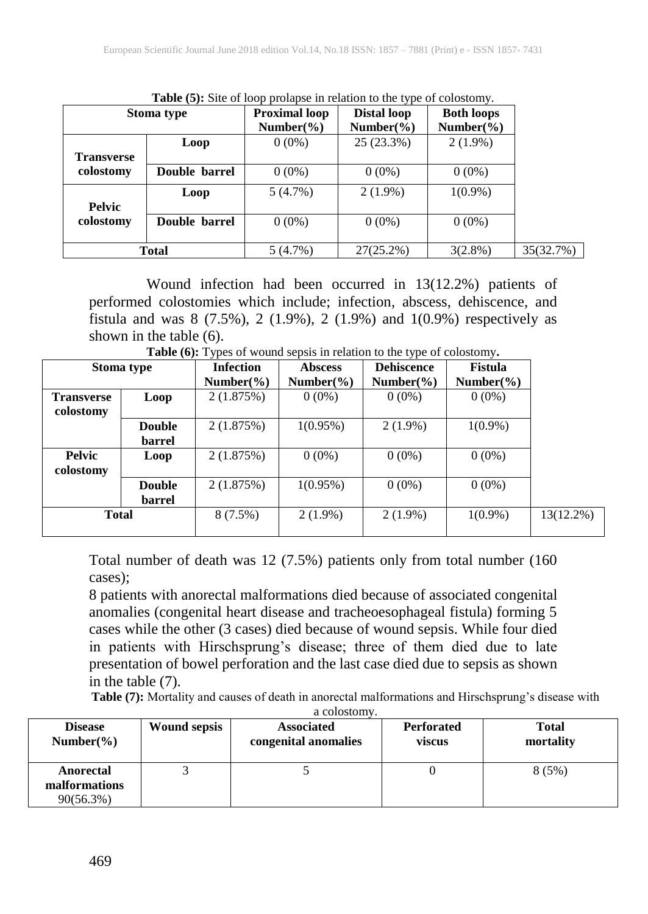**Table (5):** Site of loop prolapse in relation to the type of colostomy.

| Stoma type | | Proximal loop Number(%) | Distal loop Number(%) | Both loops Number(%) | |
|---|---|---|---|---|---|
| Transverse colostomy | Loop | 0 (0%) | 25 (23.3%) | 2 (1.9%) | |
| | Double barrel | 0 (0%) | 0 (0%) | 0 (0%) | |
| Pelvic colostomy | Loop | 5 (4.7%) | 2 (1.9%) | 1(0.9%) | |
| | Double barrel | 0 (0%) | 0 (0%) | 0 (0%) | |
| Total | | 5 (4.7%) | 27(25.2%) | 3(2.8%) | 35(32.7%) |

Wound infection had been occurred in 13(12.2%) patients of performed colostomies which include; infection, abscess, dehiscence, and fistula and was 8 (7.5%), 2 (1.9%), 2 (1.9%) and 1(0.9%) respectively as shown in the table (6).

**Table (6):** Types of wound sepsis in relation to the type of colostomy**.**

| Stoma type | | Infection Number(%) | Abscess Number(%) | Dehiscence Number(%) | Fistula Number(%) | |
|---|---|---|---|---|---|---|
| Transverse colostomy | Loop | 2 (1.875%) | 0 (0%) | 0 (0%) | 0 (0%) | |
| | Double barrel | 2 (1.875%) | 1(0.95%) | 2 (1.9%) | 1(0.9%) | |
| Pelvic colostomy | Loop | 2 (1.875%) | 0 (0%) | 0 (0%) | 0 (0%) | |
| | Double barrel | 2 (1.875%) | 1(0.95%) | 0 (0%) | 0 (0%) | |
| Total | | 8 (7.5%) | 2 (1.9%) | 2 (1.9%) | 1(0.9%) | 13(12.2%) |

Total number of death was 12 (7.5%) patients only from total number (160 cases);

8 patients with anorectal malformations died because of associated congenital anomalies (congenital heart disease and tracheoesophageal fistula) forming 5 cases while the other (3 cases) died because of wound sepsis. While four died in patients with Hirschsprung's disease; three of them died due to late presentation of bowel perforation and the last case died due to sepsis as shown in the table (7).

**Table (7):** Mortality and causes of death in anorectal malformations and Hirschsprung's disease with a colostomy.

| Disease Number(%) | Wound sepsis | Associated congenital anomalies | Perforated viscus | Total mortality |
|---|---|---|---|---|
| Anorectal malformations 90(56.3%) | 3 | 5 | 0 | 8 (5%) |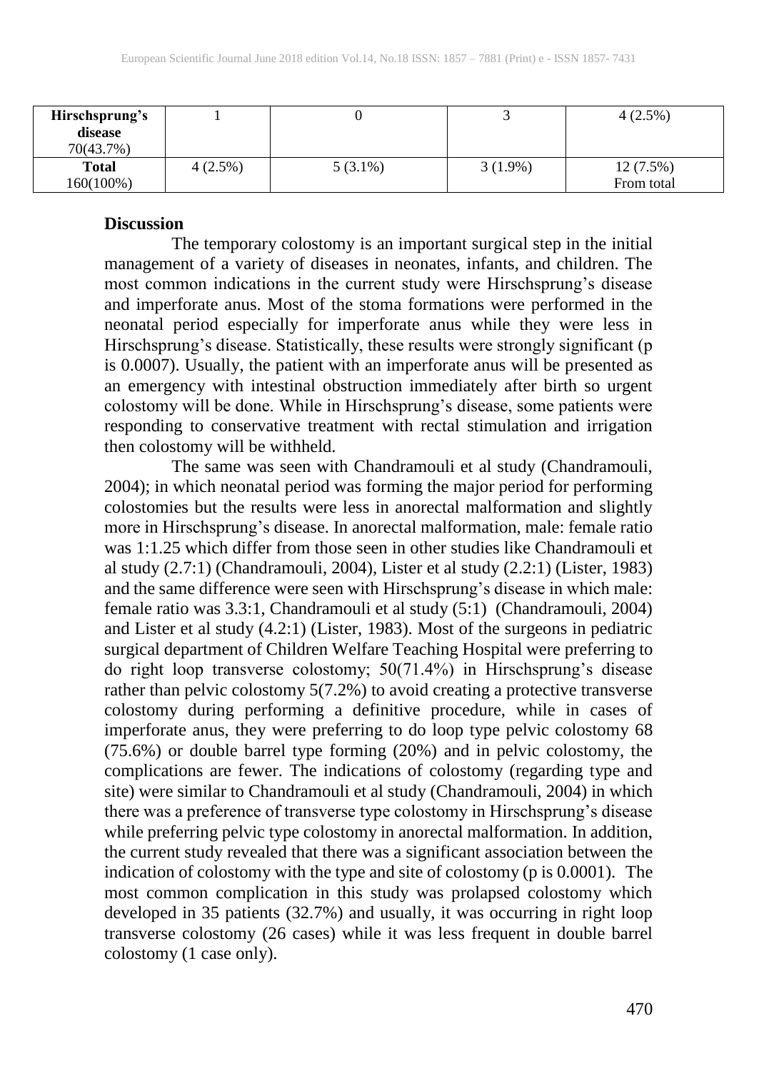| **Hirschsprung's disease** 70(43.7%) | 1 | 0 | 3 | 4 (2.5%) |
|---|---|---|---|---|
| **Total** 160(100%) | 4 (2.5%) | 5 (3.1%) | 3 (1.9%) | 12 (7.5%) From total |

## Discussion

The temporary colostomy is an important surgical step in the initial management of a variety of diseases in neonates, infants, and children. The most common indications in the current study were Hirschsprung's disease and imperforate anus. Most of the stoma formations were performed in the neonatal period especially for imperforate anus while they were less in Hirschsprung's disease. Statistically, these results were strongly significant (p is 0.0007). Usually, the patient with an imperforate anus will be presented as an emergency with intestinal obstruction immediately after birth so urgent colostomy will be done. While in Hirschsprung's disease, some patients were responding to conservative treatment with rectal stimulation and irrigation then colostomy will be withheld.

The same was seen with Chandramouli et al study (Chandramouli, 2004); in which neonatal period was forming the major period for performing colostomies but the results were less in anorectal malformation and slightly more in Hirschsprung's disease. In anorectal malformation, male: female ratio was 1:1.25 which differ from those seen in other studies like Chandramouli et al study (2.7:1) (Chandramouli, 2004), Lister et al study (2.2:1) (Lister, 1983) and the same difference were seen with Hirschsprung's disease in which male: female ratio was 3.3:1, Chandramouli et al study (5:1) (Chandramouli, 2004) and Lister et al study (4.2:1) (Lister, 1983). Most of the surgeons in pediatric surgical department of Children Welfare Teaching Hospital were preferring to do right loop transverse colostomy; 50(71.4%) in Hirschsprung's disease rather than pelvic colostomy 5(7.2%) to avoid creating a protective transverse colostomy during performing a definitive procedure, while in cases of imperforate anus, they were preferring to do loop type pelvic colostomy 68 (75.6%) or double barrel type forming (20%) and in pelvic colostomy, the complications are fewer. The indications of colostomy (regarding type and site) were similar to Chandramouli et al study (Chandramouli, 2004) in which there was a preference of transverse type colostomy in Hirschsprung's disease while preferring pelvic type colostomy in anorectal malformation. In addition, the current study revealed that there was a significant association between the indication of colostomy with the type and site of colostomy (p is 0.0001). The most common complication in this study was prolapsed colostomy which developed in 35 patients (32.7%) and usually, it was occurring in right loop transverse colostomy (26 cases) while it was less frequent in double barrel colostomy (1 case only).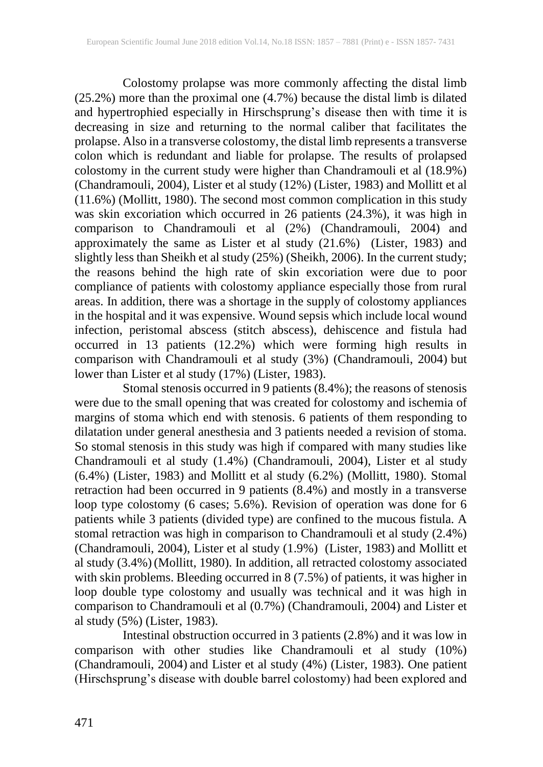Colostomy prolapse was more commonly affecting the distal limb (25.2%) more than the proximal one (4.7%) because the distal limb is dilated and hypertrophied especially in Hirschsprung's disease then with time it is decreasing in size and returning to the normal caliber that facilitates the prolapse. Also in a transverse colostomy, the distal limb represents a transverse colon which is redundant and liable for prolapse. The results of prolapsed colostomy in the current study were higher than Chandramouli et al (18.9%) (Chandramouli, 2004), Lister et al study (12%) (Lister, 1983) and Mollitt et al (11.6%) (Mollitt, 1980). The second most common complication in this study was skin excoriation which occurred in 26 patients (24.3%), it was high in comparison to Chandramouli et al (2%) (Chandramouli, 2004) and approximately the same as Lister et al study (21.6%) (Lister, 1983) and slightly less than Sheikh et al study (25%) (Sheikh, 2006). In the current study; the reasons behind the high rate of skin excoriation were due to poor compliance of patients with colostomy appliance especially those from rural areas. In addition, there was a shortage in the supply of colostomy appliances in the hospital and it was expensive. Wound sepsis which include local wound infection, peristomal abscess (stitch abscess), dehiscence and fistula had occurred in 13 patients (12.2%) which were forming high results in comparison with Chandramouli et al study (3%) (Chandramouli, 2004) but lower than Lister et al study (17%) (Lister, 1983).

Stomal stenosis occurred in 9 patients (8.4%); the reasons of stenosis were due to the small opening that was created for colostomy and ischemia of margins of stoma which end with stenosis. 6 patients of them responding to dilatation under general anesthesia and 3 patients needed a revision of stoma. So stomal stenosis in this study was high if compared with many studies like Chandramouli et al study (1.4%) (Chandramouli, 2004), Lister et al study (6.4%) (Lister, 1983) and Mollitt et al study (6.2%) (Mollitt, 1980). Stomal retraction had been occurred in 9 patients (8.4%) and mostly in a transverse loop type colostomy (6 cases; 5.6%). Revision of operation was done for 6 patients while 3 patients (divided type) are confined to the mucous fistula. A stomal retraction was high in comparison to Chandramouli et al study (2.4%) (Chandramouli, 2004), Lister et al study (1.9%) (Lister, 1983) and Mollitt et al study (3.4%) (Mollitt, 1980). In addition, all retracted colostomy associated with skin problems. Bleeding occurred in 8 (7.5%) of patients, it was higher in loop double type colostomy and usually was technical and it was high in comparison to Chandramouli et al (0.7%) (Chandramouli, 2004) and Lister et al study (5%) (Lister, 1983).

Intestinal obstruction occurred in 3 patients (2.8%) and it was low in comparison with other studies like Chandramouli et al study (10%) (Chandramouli, 2004) and Lister et al study (4%) (Lister, 1983). One patient (Hirschsprung's disease with double barrel colostomy) had been explored and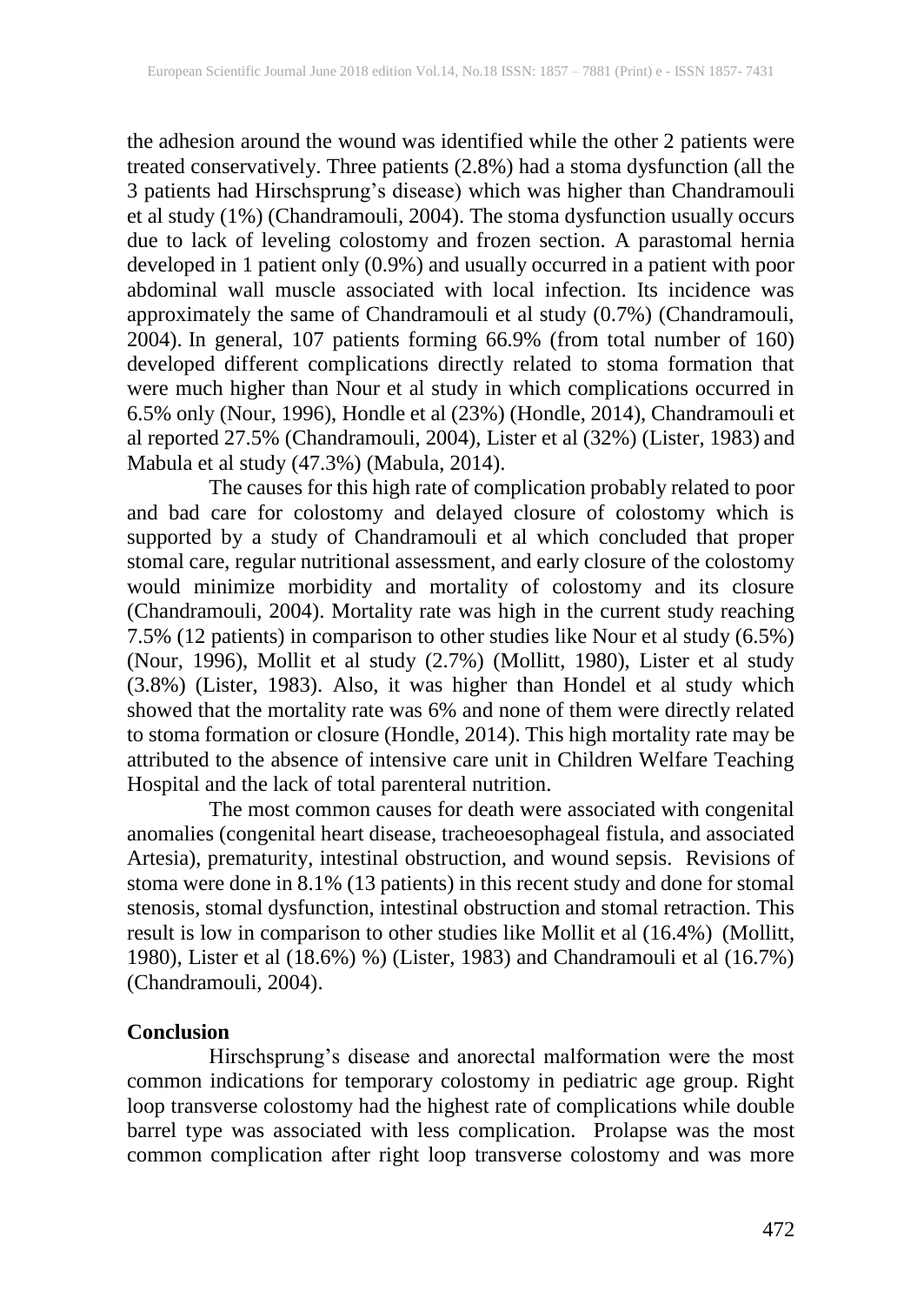the adhesion around the wound was identified while the other 2 patients were treated conservatively. Three patients (2.8%) had a stoma dysfunction (all the 3 patients had Hirschsprung's disease) which was higher than Chandramouli et al study (1%) (Chandramouli, 2004). The stoma dysfunction usually occurs due to lack of leveling colostomy and frozen section. A parastomal hernia developed in 1 patient only (0.9%) and usually occurred in a patient with poor abdominal wall muscle associated with local infection. Its incidence was approximately the same of Chandramouli et al study (0.7%) (Chandramouli, 2004). In general, 107 patients forming 66.9% (from total number of 160) developed different complications directly related to stoma formation that were much higher than Nour et al study in which complications occurred in 6.5% only (Nour, 1996), Hondle et al (23%) (Hondle, 2014), Chandramouli et al reported 27.5% (Chandramouli, 2004), Lister et al (32%) (Lister, 1983) and Mabula et al study (47.3%) (Mabula, 2014).

The causes for this high rate of complication probably related to poor and bad care for colostomy and delayed closure of colostomy which is supported by a study of Chandramouli et al which concluded that proper stomal care, regular nutritional assessment, and early closure of the colostomy would minimize morbidity and mortality of colostomy and its closure (Chandramouli, 2004). Mortality rate was high in the current study reaching 7.5% (12 patients) in comparison to other studies like Nour et al study (6.5%) (Nour, 1996), Mollit et al study (2.7%) (Mollitt, 1980), Lister et al study (3.8%) (Lister, 1983). Also, it was higher than Hondel et al study which showed that the mortality rate was 6% and none of them were directly related to stoma formation or closure (Hondle, 2014). This high mortality rate may be attributed to the absence of intensive care unit in Children Welfare Teaching Hospital and the lack of total parenteral nutrition.

The most common causes for death were associated with congenital anomalies (congenital heart disease, tracheoesophageal fistula, and associated Artesia), prematurity, intestinal obstruction, and wound sepsis. Revisions of stoma were done in 8.1% (13 patients) in this recent study and done for stomal stenosis, stomal dysfunction, intestinal obstruction and stomal retraction. This result is low in comparison to other studies like Mollit et al (16.4%) (Mollitt, 1980), Lister et al (18.6%) %) (Lister, 1983) and Chandramouli et al (16.7%) (Chandramouli, 2004).

## Conclusion

Hirschsprung's disease and anorectal malformation were the most common indications for temporary colostomy in pediatric age group. Right loop transverse colostomy had the highest rate of complications while double barrel type was associated with less complication. Prolapse was the most common complication after right loop transverse colostomy and was more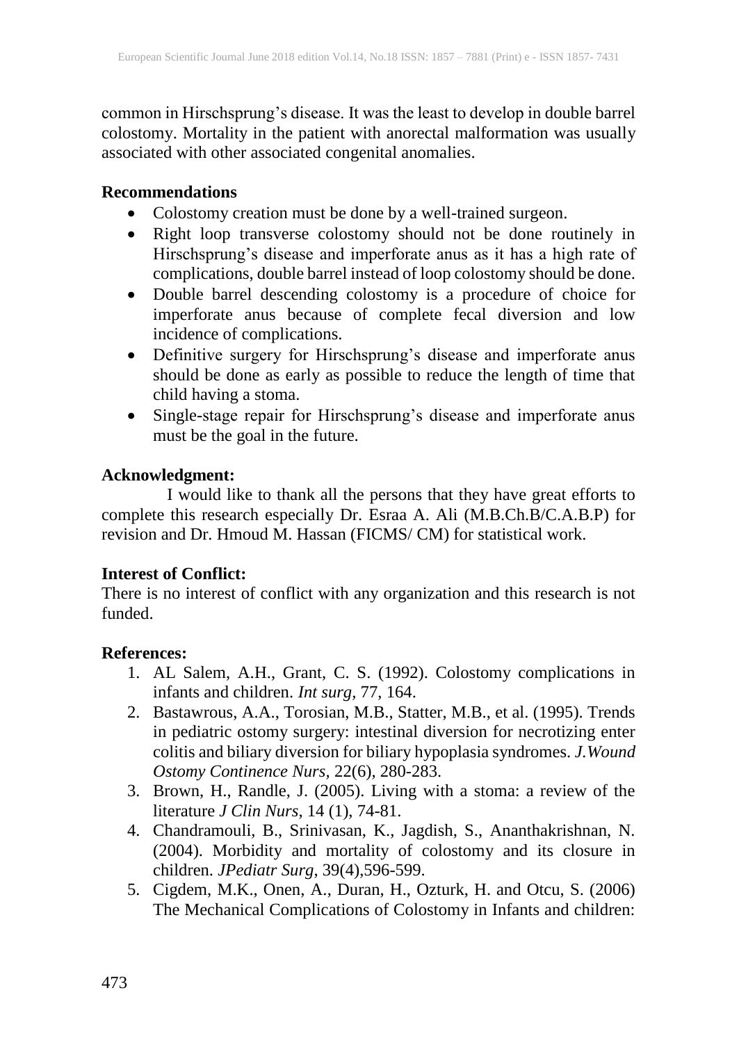common in Hirschsprung's disease. It was the least to develop in double barrel colostomy. Mortality in the patient with anorectal malformation was usually associated with other associated congenital anomalies.

## Recommendations

- Colostomy creation must be done by a well-trained surgeon.
- Right loop transverse colostomy should not be done routinely in Hirschsprung's disease and imperforate anus as it has a high rate of complications, double barrel instead of loop colostomy should be done.
- Double barrel descending colostomy is a procedure of choice for imperforate anus because of complete fecal diversion and low incidence of complications.
- Definitive surgery for Hirschsprung's disease and imperforate anus should be done as early as possible to reduce the length of time that child having a stoma.
- Single-stage repair for Hirschsprung's disease and imperforate anus must be the goal in the future.

## Acknowledgment:

I would like to thank all the persons that they have great efforts to complete this research especially Dr. Esraa A. Ali (M.B.Ch.B/C.A.B.P) for revision and Dr. Hmoud M. Hassan (FICMS/ CM) for statistical work.

## Interest of Conflict:

There is no interest of conflict with any organization and this research is not funded.

## References:

1. AL Salem, A.H., Grant, C. S. (1992). Colostomy complications in infants and children. *Int surg*, 77, 164.
2. Bastawrous, A.A., Torosian, M.B., Statter, M.B., et al. (1995). Trends in pediatric ostomy surgery: intestinal diversion for necrotizing enter colitis and biliary diversion for biliary hypoplasia syndromes. *J.Wound Ostomy Continence Nurs*, 22(6), 280-283.
3. Brown, H., Randle, J. (2005). Living with a stoma: a review of the literature *J Clin Nurs*, 14 (1), 74-81.
4. Chandramouli, B., Srinivasan, K., Jagdish, S., Ananthakrishnan, N. (2004). Morbidity and mortality of colostomy and its closure in children. *JPediatr Surg*, 39(4),596-599.
5. Cigdem, M.K., Onen, A., Duran, H., Ozturk, H. and Otcu, S. (2006) The Mechanical Complications of Colostomy in Infants and children: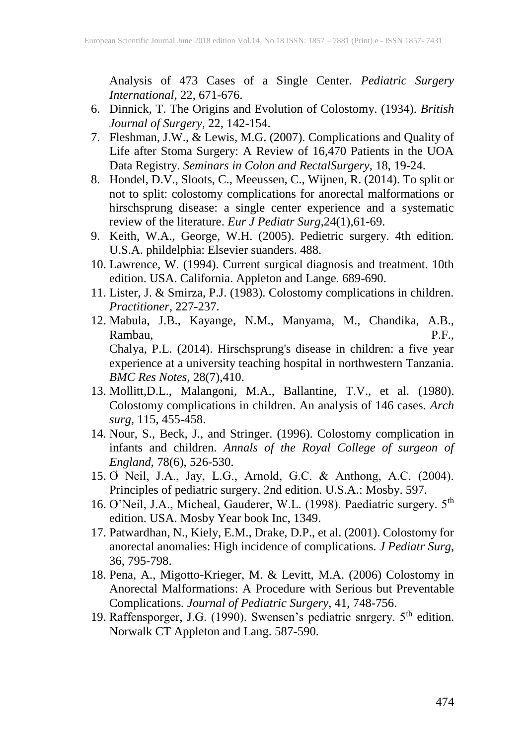Analysis of 473 Cases of a Single Center. *Pediatric Surgery International*, 22, 671-676.

6. Dinnick, T. The Origins and Evolution of Colostomy. (1934). *British Journal of Surgery*, 22, 142-154.
7. Fleshman, J.W., & Lewis, M.G. (2007). Complications and Quality of Life after Stoma Surgery: A Review of 16,470 Patients in the UOA Data Registry. *Seminars in Colon and RectalSurgery*, 18, 19-24.
8. Hondel, D.V., Sloots, C., Meeussen, C., Wijnen, R. (2014). To split or not to split: colostomy complications for anorectal malformations or hirschsprung disease: a single center experience and a systematic review of the literature. *Eur J Pediatr Surg*,24(1),61-69.
9. Keith, W.A., George, W.H. (2005). Pedietric surgery. 4th edition. U.S.A. phildelphia: Elsevier suanders. 488.
10. Lawrence, W. (1994). Current surgical diagnosis and treatment. 10th edition. USA. California. Appleton and Lange. 689-690.
11. Lister, J. & Smirza, P.J. (1983). Colostomy complications in children. *Practitioner*, 227-237.
12. Mabula, J.B., Kayange, N.M., Manyama, M., Chandika, A.B., Rambau, P.F., Chalya, P.L. (2014). Hirschsprung's disease in children: a five year experience at a university teaching hospital in northwestern Tanzania. *BMC Res Notes*, 28(7),410.
13. Mollitt,D.L., Malangoni, M.A., Ballantine, T.V., et al. (1980). Colostomy complications in children. An analysis of 146 cases. *Arch surg*, 115, 455-458.
14. Nour, S., Beck, J., and Stringer. (1996). Colostomy complication in infants and children. *Annals of the Royal College of surgeon of England*, 78(6), 526-530.
15. Ơ Neil, J.A., Jay, L.G., Arnold, G.C. & Anthong, A.C. (2004). Principles of pediatric surgery. 2nd edition. U.S.A.: Mosby. 597.
16. O'Neil, J.A., Micheal, Gauderer, W.L. (1998). Paediatric surgery. 5th edition. USA. Mosby Year book Inc, 1349.
17. Patwardhan, N., Kiely, E.M., Drake, D.P., et al. (2001). Colostomy for anorectal anomalies: High incidence of complications. *J Pediatr Surg*, 36, 795-798.
18. Pena, A., Migotto-Krieger, M. & Levitt, M.A. (2006) Colostomy in Anorectal Malformations: A Procedure with Serious but Preventable Complications. *Journal of Pediatric Surgery*, 41, 748-756.
19. Raffensporger, J.G. (1990). Swensen's pediatric snrgery. 5th edition. Norwalk CT Appleton and Lang. 587-590.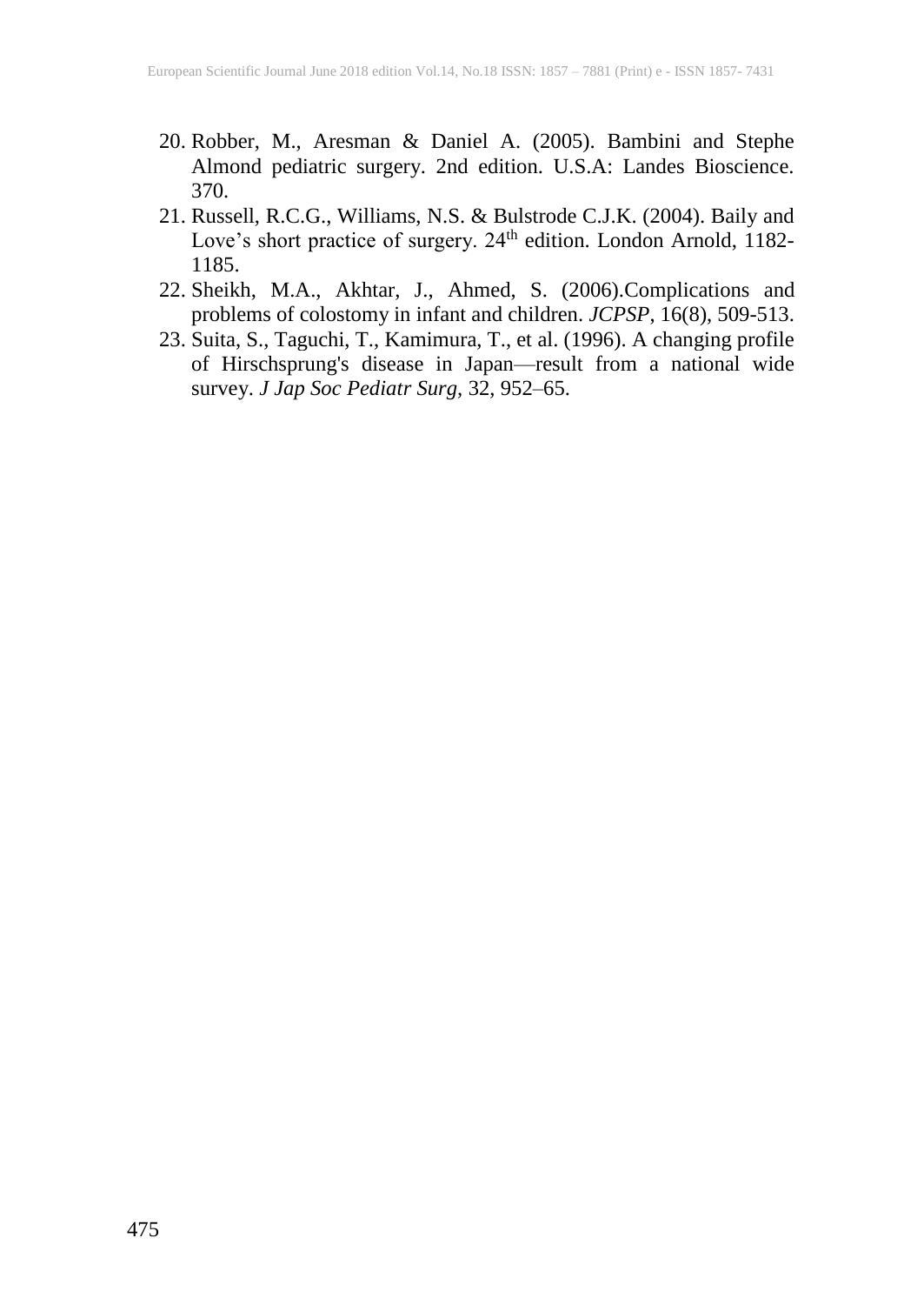20. Robber, M., Aresman & Daniel A. (2005). Bambini and Stephe Almond pediatric surgery. 2nd edition. U.S.A: Landes Bioscience. 370.
21. Russell, R.C.G., Williams, N.S. & Bulstrode C.J.K. (2004). Baily and Love's short practice of surgery. 24th edition. London Arnold, 1182-1185.
22. Sheikh, M.A., Akhtar, J., Ahmed, S. (2006).Complications and problems of colostomy in infant and children. *JCPSP*, 16(8), 509-513.
23. Suita, S., Taguchi, T., Kamimura, T., et al. (1996). A changing profile of Hirschsprung's disease in Japan—result from a national wide survey. *J Jap Soc Pediatr Surg*, 32, 952–65.